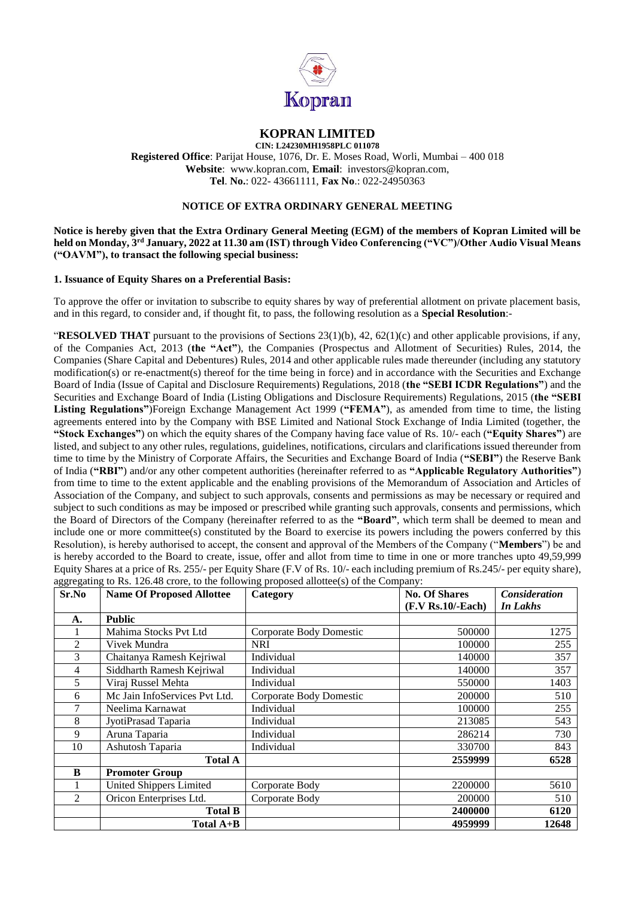# KOPRAN LIMITED

**CIN: L24230MH1958PLC 011078**

**Registered Office**: Parijat House, 1076, Dr. E. Moses Road, Worli, Mumbai – 400 018
**Website**: www.kopran.com, **Email**: investors@kopran.com,
**Tel**. **No.**: 022- 43661111, **Fax No**.: 022-24950363

## NOTICE OF EXTRA ORDINARY GENERAL MEETING

**Notice is hereby given that the Extra Ordinary General Meeting (EGM) of the members of Kopran Limited will be held on Monday, 3rd January, 2022 at 11.30 am (IST) through Video Conferencing ("VC")/Other Audio Visual Means ("OAVM"), to transact the following special business:**

**1. Issuance of Equity Shares on a Preferential Basis:**

To approve the offer or invitation to subscribe to equity shares by way of preferential allotment on private placement basis, and in this regard, to consider and, if thought fit, to pass, the following resolution as a **Special Resolution**:-

"**RESOLVED THAT** pursuant to the provisions of Sections 23(1)(b), 42, 62(1)(c) and other applicable provisions, if any, of the Companies Act, 2013 (**the "Act"**), the Companies (Prospectus and Allotment of Securities) Rules, 2014, the Companies (Share Capital and Debentures) Rules, 2014 and other applicable rules made thereunder (including any statutory modification(s) or re-enactment(s) thereof for the time being in force) and in accordance with the Securities and Exchange Board of India (Issue of Capital and Disclosure Requirements) Regulations, 2018 (**the "SEBI ICDR Regulations"**) and the Securities and Exchange Board of India (Listing Obligations and Disclosure Requirements) Regulations, 2015 (**the "SEBI Listing Regulations"**)Foreign Exchange Management Act 1999 (**"FEMA"**), as amended from time to time, the listing agreements entered into by the Company with BSE Limited and National Stock Exchange of India Limited (together, the **"Stock Exchanges"**) on which the equity shares of the Company having face value of Rs. 10/- each (**"Equity Shares"**) are listed, and subject to any other rules, regulations, guidelines, notifications, circulars and clarifications issued thereunder from time to time by the Ministry of Corporate Affairs, the Securities and Exchange Board of India (**"SEBI"**) the Reserve Bank of India (**"RBI"**) and/or any other competent authorities (hereinafter referred to as **"Applicable Regulatory Authorities"**) from time to time to the extent applicable and the enabling provisions of the Memorandum of Association and Articles of Association of the Company, and subject to such approvals, consents and permissions as may be necessary or required and subject to such conditions as may be imposed or prescribed while granting such approvals, consents and permissions, which the Board of Directors of the Company (hereinafter referred to as the **"Board"**, which term shall be deemed to mean and include one or more committee(s) constituted by the Board to exercise its powers including the powers conferred by this Resolution), is hereby authorised to accept, the consent and approval of the Members of the Company ("**Members**") be and is hereby accorded to the Board to create, issue, offer and allot from time to time in one or more tranches upto 49,59,999 Equity Shares at a price of Rs. 255/- per Equity Share (F.V of Rs. 10/- each including premium of Rs.245/- per equity share), aggregating to Rs. 126.48 crore, to the following proposed allottee(s) of the Company:

| Sr.No | Name Of Proposed Allottee | Category | No. Of Shares (F.V Rs.10/-Each) | *Consideration In Lakhs* |
|---|---|---|---|---|
| **A.** | **Public** | | | |
| 1 | Mahima Stocks Pvt Ltd | Corporate Body Domestic | 500000 | 1275 |
| 2 | Vivek Mundra | NRI | 100000 | 255 |
| 3 | Chaitanya Ramesh Kejriwal | Individual | 140000 | 357 |
| 4 | Siddharth Ramesh Kejriwal | Individual | 140000 | 357 |
| 5 | Viraj Russel Mehta | Individual | 550000 | 1403 |
| 6 | Mc Jain InfoServices Pvt Ltd. | Corporate Body Domestic | 200000 | 510 |
| 7 | Neelima Karnawat | Individual | 100000 | 255 |
| 8 | JyotiPrasad Taparia | Individual | 213085 | 543 |
| 9 | Aruna Taparia | Individual | 286214 | 730 |
| 10 | Ashutosh Taparia | Individual | 330700 | 843 |
| | **Total A** | | **2559999** | **6528** |
| **B** | **Promoter Group** | | | |
| 1 | United Shippers Limited | Corporate Body | 2200000 | 5610 |
| 2 | Oricon Enterprises Ltd. | Corporate Body | 200000 | 510 |
| | **Total B** | | **2400000** | **6120** |
| | **Total A+B** | | **4959999** | **12648** |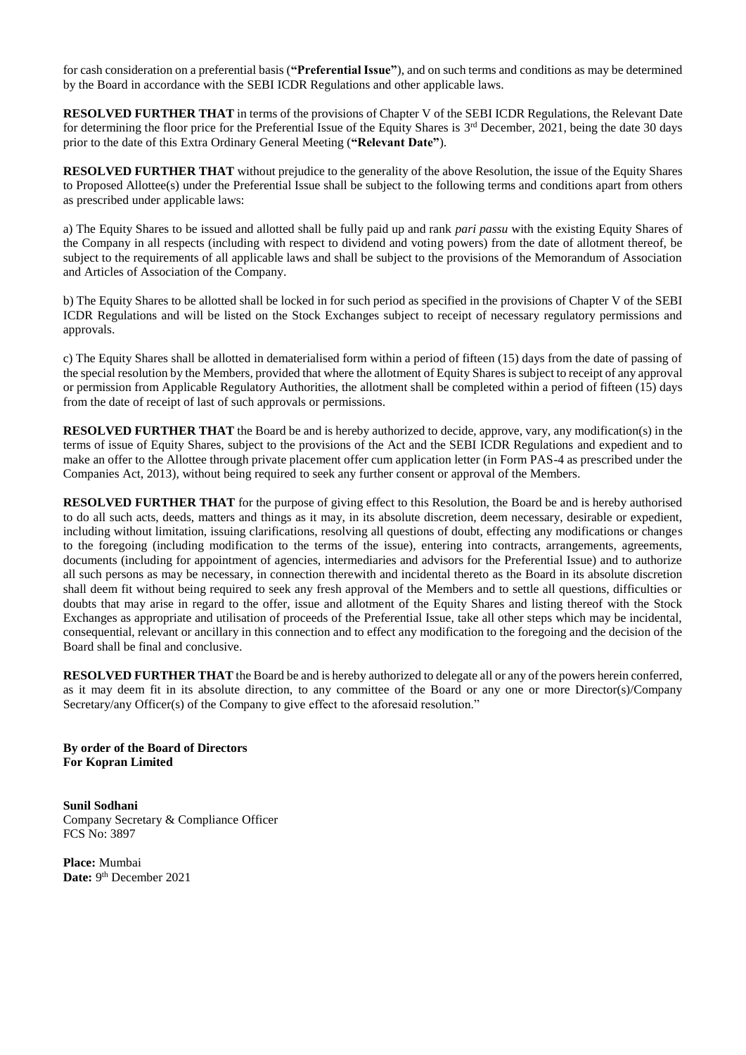for cash consideration on a preferential basis (**"Preferential Issue"**), and on such terms and conditions as may be determined by the Board in accordance with the SEBI ICDR Regulations and other applicable laws.

**RESOLVED FURTHER THAT** in terms of the provisions of Chapter V of the SEBI ICDR Regulations, the Relevant Date for determining the floor price for the Preferential Issue of the Equity Shares is 3rd December, 2021, being the date 30 days prior to the date of this Extra Ordinary General Meeting (**"Relevant Date"**).

**RESOLVED FURTHER THAT** without prejudice to the generality of the above Resolution, the issue of the Equity Shares to Proposed Allottee(s) under the Preferential Issue shall be subject to the following terms and conditions apart from others as prescribed under applicable laws:

a) The Equity Shares to be issued and allotted shall be fully paid up and rank *pari passu* with the existing Equity Shares of the Company in all respects (including with respect to dividend and voting powers) from the date of allotment thereof, be subject to the requirements of all applicable laws and shall be subject to the provisions of the Memorandum of Association and Articles of Association of the Company.

b) The Equity Shares to be allotted shall be locked in for such period as specified in the provisions of Chapter V of the SEBI ICDR Regulations and will be listed on the Stock Exchanges subject to receipt of necessary regulatory permissions and approvals.

c) The Equity Shares shall be allotted in dematerialised form within a period of fifteen (15) days from the date of passing of the special resolution by the Members, provided that where the allotment of Equity Shares is subject to receipt of any approval or permission from Applicable Regulatory Authorities, the allotment shall be completed within a period of fifteen (15) days from the date of receipt of last of such approvals or permissions.

**RESOLVED FURTHER THAT** the Board be and is hereby authorized to decide, approve, vary, any modification(s) in the terms of issue of Equity Shares, subject to the provisions of the Act and the SEBI ICDR Regulations and expedient and to make an offer to the Allottee through private placement offer cum application letter (in Form PAS-4 as prescribed under the Companies Act, 2013), without being required to seek any further consent or approval of the Members.

**RESOLVED FURTHER THAT** for the purpose of giving effect to this Resolution, the Board be and is hereby authorised to do all such acts, deeds, matters and things as it may, in its absolute discretion, deem necessary, desirable or expedient, including without limitation, issuing clarifications, resolving all questions of doubt, effecting any modifications or changes to the foregoing (including modification to the terms of the issue), entering into contracts, arrangements, agreements, documents (including for appointment of agencies, intermediaries and advisors for the Preferential Issue) and to authorize all such persons as may be necessary, in connection therewith and incidental thereto as the Board in its absolute discretion shall deem fit without being required to seek any fresh approval of the Members and to settle all questions, difficulties or doubts that may arise in regard to the offer, issue and allotment of the Equity Shares and listing thereof with the Stock Exchanges as appropriate and utilisation of proceeds of the Preferential Issue, take all other steps which may be incidental, consequential, relevant or ancillary in this connection and to effect any modification to the foregoing and the decision of the Board shall be final and conclusive.

**RESOLVED FURTHER THAT** the Board be and is hereby authorized to delegate all or any of the powers herein conferred, as it may deem fit in its absolute direction, to any committee of the Board or any one or more Director(s)/Company Secretary/any Officer(s) of the Company to give effect to the aforesaid resolution."

**By order of the Board of Directors**
**For Kopran Limited**

**Sunil Sodhani**
Company Secretary & Compliance Officer
FCS No: 3897

**Place:** Mumbai
**Date:** 9th December 2021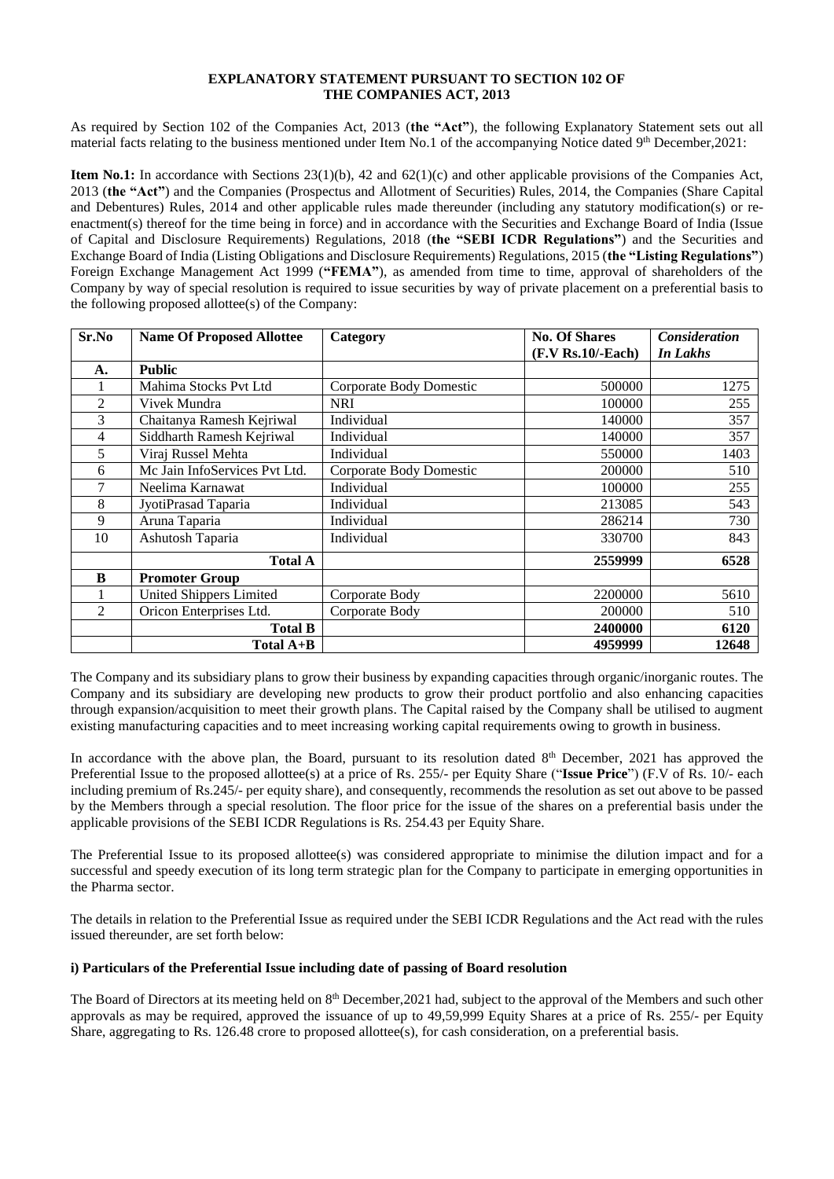**EXPLANATORY STATEMENT PURSUANT TO SECTION 102 OF THE COMPANIES ACT, 2013**

As required by Section 102 of the Companies Act, 2013 (**the "Act"**), the following Explanatory Statement sets out all material facts relating to the business mentioned under Item No.1 of the accompanying Notice dated 9th December,2021:

**Item No.1:** In accordance with Sections 23(1)(b), 42 and 62(1)(c) and other applicable provisions of the Companies Act, 2013 (**the "Act"**) and the Companies (Prospectus and Allotment of Securities) Rules, 2014, the Companies (Share Capital and Debentures) Rules, 2014 and other applicable rules made thereunder (including any statutory modification(s) or re-enactment(s) thereof for the time being in force) and in accordance with the Securities and Exchange Board of India (Issue of Capital and Disclosure Requirements) Regulations, 2018 (**the "SEBI ICDR Regulations"**) and the Securities and Exchange Board of India (Listing Obligations and Disclosure Requirements) Regulations, 2015 (**the "Listing Regulations"**) Foreign Exchange Management Act 1999 (**"FEMA"**), as amended from time to time, approval of shareholders of the Company by way of special resolution is required to issue securities by way of private placement on a preferential basis to the following proposed allottee(s) of the Company:

| Sr.No | Name Of Proposed Allottee | Category | No. Of Shares (F.V Rs.10/-Each) | *Consideration In Lakhs* |
|---|---|---|---|---|
| **A.** | **Public** | | | |
| 1 | Mahima Stocks Pvt Ltd | Corporate Body Domestic | 500000 | 1275 |
| 2 | Vivek Mundra | NRI | 100000 | 255 |
| 3 | Chaitanya Ramesh Kejriwal | Individual | 140000 | 357 |
| 4 | Siddharth Ramesh Kejriwal | Individual | 140000 | 357 |
| 5 | Viraj Russel Mehta | Individual | 550000 | 1403 |
| 6 | Mc Jain InfoServices Pvt Ltd. | Corporate Body Domestic | 200000 | 510 |
| 7 | Neelima Karnawat | Individual | 100000 | 255 |
| 8 | JyotiPrasad Taparia | Individual | 213085 | 543 |
| 9 | Aruna Taparia | Individual | 286214 | 730 |
| 10 | Ashutosh Taparia | Individual | 330700 | 843 |
| | **Total A** | | **2559999** | **6528** |
| **B** | **Promoter Group** | | | |
| 1 | United Shippers Limited | Corporate Body | 2200000 | 5610 |
| 2 | Oricon Enterprises Ltd. | Corporate Body | 200000 | 510 |
| | **Total B** | | **2400000** | **6120** |
| | **Total A+B** | | **4959999** | **12648** |

The Company and its subsidiary plans to grow their business by expanding capacities through organic/inorganic routes. The Company and its subsidiary are developing new products to grow their product portfolio and also enhancing capacities through expansion/acquisition to meet their growth plans. The Capital raised by the Company shall be utilised to augment existing manufacturing capacities and to meet increasing working capital requirements owing to growth in business.

In accordance with the above plan, the Board, pursuant to its resolution dated 8th December, 2021 has approved the Preferential Issue to the proposed allottee(s) at a price of Rs. 255/- per Equity Share ("**Issue Price**") (F.V of Rs. 10/- each including premium of Rs.245/- per equity share), and consequently, recommends the resolution as set out above to be passed by the Members through a special resolution. The floor price for the issue of the shares on a preferential basis under the applicable provisions of the SEBI ICDR Regulations is Rs. 254.43 per Equity Share.

The Preferential Issue to its proposed allottee(s) was considered appropriate to minimise the dilution impact and for a successful and speedy execution of its long term strategic plan for the Company to participate in emerging opportunities in the Pharma sector.

The details in relation to the Preferential Issue as required under the SEBI ICDR Regulations and the Act read with the rules issued thereunder, are set forth below:

**i) Particulars of the Preferential Issue including date of passing of Board resolution**

The Board of Directors at its meeting held on 8th December,2021 had, subject to the approval of the Members and such other approvals as may be required, approved the issuance of up to 49,59,999 Equity Shares at a price of Rs. 255/- per Equity Share, aggregating to Rs. 126.48 crore to proposed allottee(s), for cash consideration, on a preferential basis.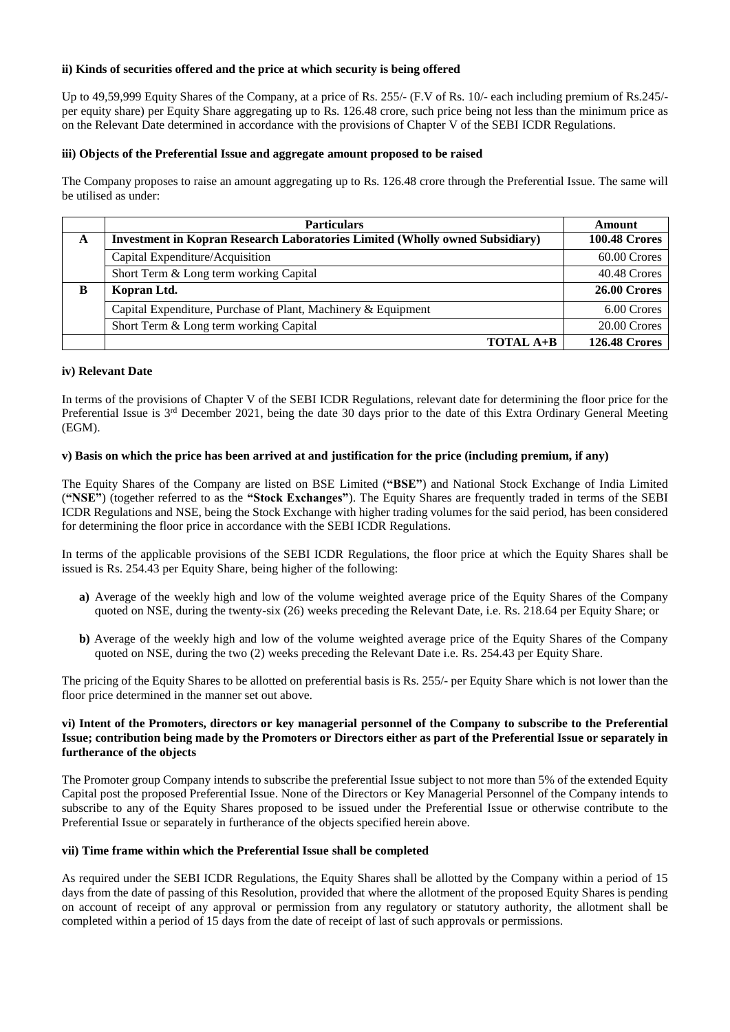**ii) Kinds of securities offered and the price at which security is being offered**

Up to 49,59,999 Equity Shares of the Company, at a price of Rs. 255/- (F.V of Rs. 10/- each including premium of Rs.245/- per equity share) per Equity Share aggregating up to Rs. 126.48 crore, such price being not less than the minimum price as on the Relevant Date determined in accordance with the provisions of Chapter V of the SEBI ICDR Regulations.

**iii) Objects of the Preferential Issue and aggregate amount proposed to be raised**

The Company proposes to raise an amount aggregating up to Rs. 126.48 crore through the Preferential Issue. The same will be utilised as under:

| | Particulars | Amount |
|---|---|---|
| **A** | **Investment in Kopran Research Laboratories Limited (Wholly owned Subsidiary)** | **100.48 Crores** |
| | Capital Expenditure/Acquisition | 60.00 Crores |
| | Short Term & Long term working Capital | 40.48 Crores |
| **B** | **Kopran Ltd.** | **26.00 Crores** |
| | Capital Expenditure, Purchase of Plant, Machinery & Equipment | 6.00 Crores |
| | Short Term & Long term working Capital | 20.00 Crores |
| | **TOTAL A+B** | **126.48 Crores** |

**iv) Relevant Date**

In terms of the provisions of Chapter V of the SEBI ICDR Regulations, relevant date for determining the floor price for the Preferential Issue is 3rd December 2021, being the date 30 days prior to the date of this Extra Ordinary General Meeting (EGM).

**v) Basis on which the price has been arrived at and justification for the price (including premium, if any)**

The Equity Shares of the Company are listed on BSE Limited (**"BSE"**) and National Stock Exchange of India Limited (**"NSE"**) (together referred to as the **"Stock Exchanges"**). The Equity Shares are frequently traded in terms of the SEBI ICDR Regulations and NSE, being the Stock Exchange with higher trading volumes for the said period, has been considered for determining the floor price in accordance with the SEBI ICDR Regulations.

In terms of the applicable provisions of the SEBI ICDR Regulations, the floor price at which the Equity Shares shall be issued is Rs. 254.43 per Equity Share, being higher of the following:

**a)** Average of the weekly high and low of the volume weighted average price of the Equity Shares of the Company quoted on NSE, during the twenty-six (26) weeks preceding the Relevant Date, i.e. Rs. 218.64 per Equity Share; or

**b)** Average of the weekly high and low of the volume weighted average price of the Equity Shares of the Company quoted on NSE, during the two (2) weeks preceding the Relevant Date i.e. Rs. 254.43 per Equity Share.

The pricing of the Equity Shares to be allotted on preferential basis is Rs. 255/- per Equity Share which is not lower than the floor price determined in the manner set out above.

**vi) Intent of the Promoters, directors or key managerial personnel of the Company to subscribe to the Preferential Issue; contribution being made by the Promoters or Directors either as part of the Preferential Issue or separately in furtherance of the objects**

The Promoter group Company intends to subscribe the preferential Issue subject to not more than 5% of the extended Equity Capital post the proposed Preferential Issue. None of the Directors or Key Managerial Personnel of the Company intends to subscribe to any of the Equity Shares proposed to be issued under the Preferential Issue or otherwise contribute to the Preferential Issue or separately in furtherance of the objects specified herein above.

**vii) Time frame within which the Preferential Issue shall be completed**

As required under the SEBI ICDR Regulations, the Equity Shares shall be allotted by the Company within a period of 15 days from the date of passing of this Resolution, provided that where the allotment of the proposed Equity Shares is pending on account of receipt of any approval or permission from any regulatory or statutory authority, the allotment shall be completed within a period of 15 days from the date of receipt of last of such approvals or permissions.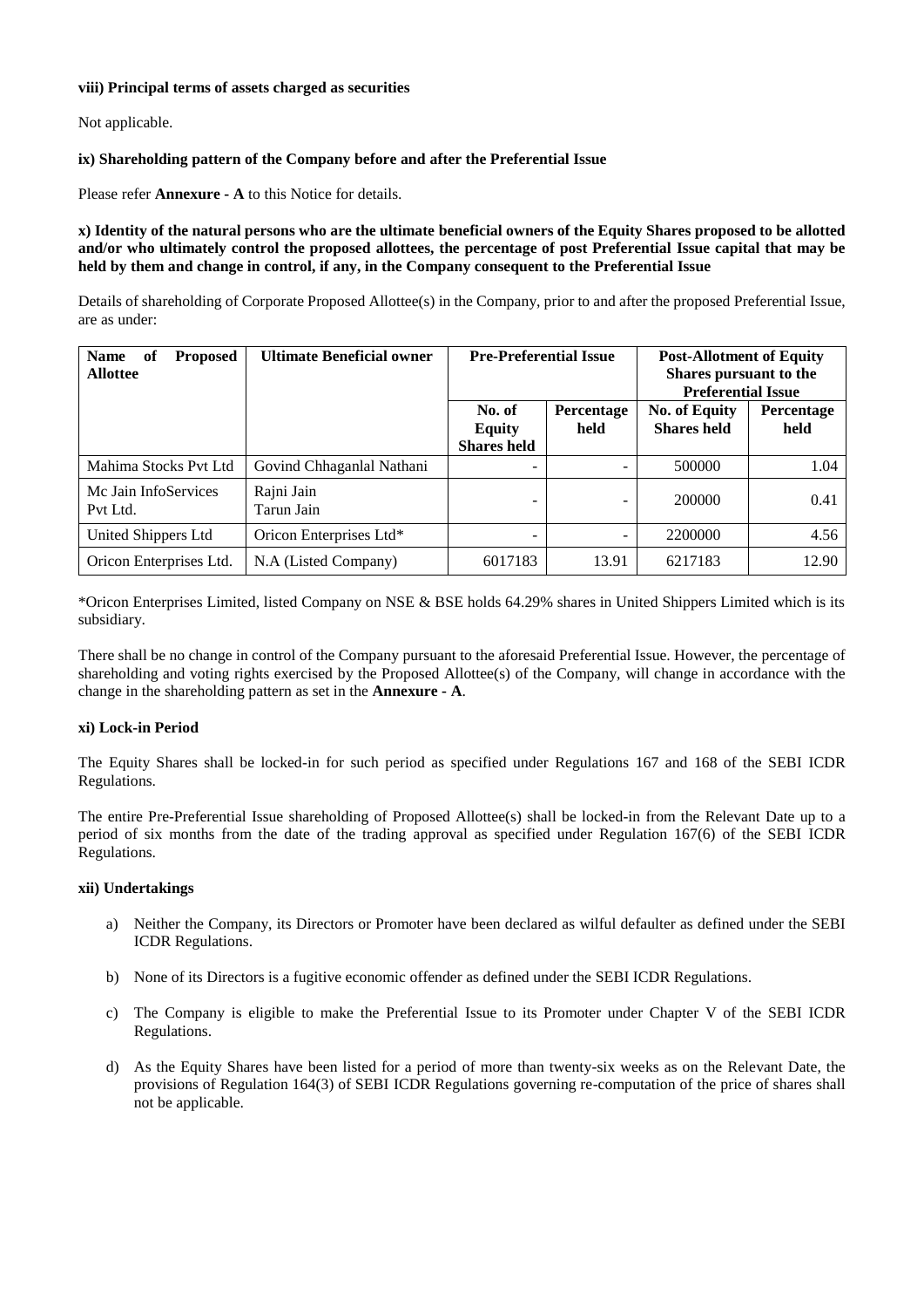#### viii) Principal terms of assets charged as securities

Not applicable.

#### ix) Shareholding pattern of the Company before and after the Preferential Issue

Please refer **Annexure - A** to this Notice for details.

#### x) Identity of the natural persons who are the ultimate beneficial owners of the Equity Shares proposed to be allotted and/or who ultimately control the proposed allottees, the percentage of post Preferential Issue capital that may be held by them and change in control, if any, in the Company consequent to the Preferential Issue

Details of shareholding of Corporate Proposed Allottee(s) in the Company, prior to and after the proposed Preferential Issue, are as under:

| Name of Proposed Allottee | Ultimate Beneficial owner | Pre-Preferential Issue | | Post-Allotment of Equity Shares pursuant to the Preferential Issue | |
|---|---|---|---|---|---|
| | | No. of Equity Shares held | Percentage held | No. of Equity Shares held | Percentage held |
| Mahima Stocks Pvt Ltd | Govind Chhaganlal Nathani | - | - | 500000 | 1.04 |
| Mc Jain InfoServices Pvt Ltd. | Rajni Jain<br>Tarun Jain | - | - | 200000 | 0.41 |
| United Shippers Ltd | Oricon Enterprises Ltd* | - | - | 2200000 | 4.56 |
| Oricon Enterprises Ltd. | N.A (Listed Company) | 6017183 | 13.91 | 6217183 | 12.90 |

*Oricon Enterprises Limited, listed Company on NSE & BSE holds 64.29% shares in United Shippers Limited which is its subsidiary.

There shall be no change in control of the Company pursuant to the aforesaid Preferential Issue. However, the percentage of shareholding and voting rights exercised by the Proposed Allottee(s) of the Company, will change in accordance with the change in the shareholding pattern as set in the **Annexure - A**.

#### xi) Lock-in Period

The Equity Shares shall be locked-in for such period as specified under Regulations 167 and 168 of the SEBI ICDR Regulations.

The entire Pre-Preferential Issue shareholding of Proposed Allottee(s) shall be locked-in from the Relevant Date up to a period of six months from the date of the trading approval as specified under Regulation 167(6) of the SEBI ICDR Regulations.

#### xii) Undertakings

a) Neither the Company, its Directors or Promoter have been declared as wilful defaulter as defined under the SEBI ICDR Regulations.

b) None of its Directors is a fugitive economic offender as defined under the SEBI ICDR Regulations.

c) The Company is eligible to make the Preferential Issue to its Promoter under Chapter V of the SEBI ICDR Regulations.

d) As the Equity Shares have been listed for a period of more than twenty-six weeks as on the Relevant Date, the provisions of Regulation 164(3) of SEBI ICDR Regulations governing re-computation of the price of shares shall not be applicable.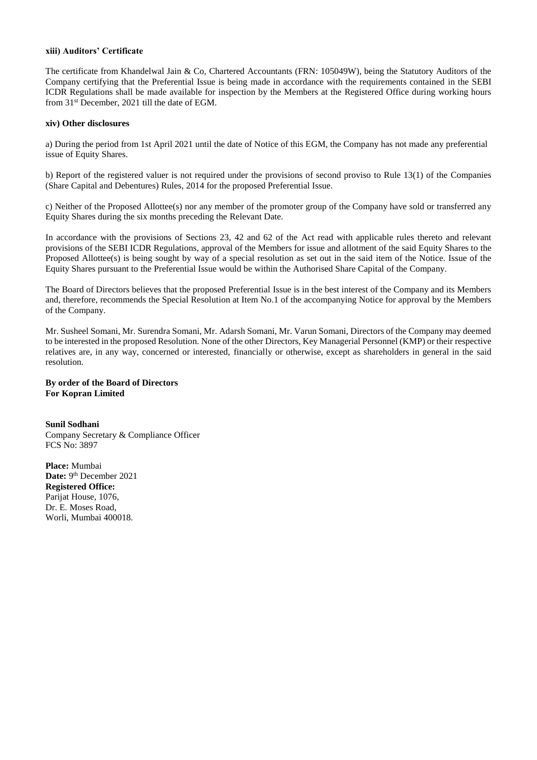**xiii) Auditors' Certificate**

The certificate from Khandelwal Jain & Co, Chartered Accountants (FRN: 105049W), being the Statutory Auditors of the Company certifying that the Preferential Issue is being made in accordance with the requirements contained in the SEBI ICDR Regulations shall be made available for inspection by the Members at the Registered Office during working hours from 31st December, 2021 till the date of EGM.

**xiv) Other disclosures**

a) During the period from 1st April 2021 until the date of Notice of this EGM, the Company has not made any preferential issue of Equity Shares.

b) Report of the registered valuer is not required under the provisions of second proviso to Rule 13(1) of the Companies (Share Capital and Debentures) Rules, 2014 for the proposed Preferential Issue.

c) Neither of the Proposed Allottee(s) nor any member of the promoter group of the Company have sold or transferred any Equity Shares during the six months preceding the Relevant Date.

In accordance with the provisions of Sections 23, 42 and 62 of the Act read with applicable rules thereto and relevant provisions of the SEBI ICDR Regulations, approval of the Members for issue and allotment of the said Equity Shares to the Proposed Allottee(s) is being sought by way of a special resolution as set out in the said item of the Notice. Issue of the Equity Shares pursuant to the Preferential Issue would be within the Authorised Share Capital of the Company.

The Board of Directors believes that the proposed Preferential Issue is in the best interest of the Company and its Members and, therefore, recommends the Special Resolution at Item No.1 of the accompanying Notice for approval by the Members of the Company.

Mr. Susheel Somani, Mr. Surendra Somani, Mr. Adarsh Somani, Mr. Varun Somani, Directors of the Company may deemed to be interested in the proposed Resolution. None of the other Directors, Key Managerial Personnel (KMP) or their respective relatives are, in any way, concerned or interested, financially or otherwise, except as shareholders in general in the said resolution.

**By order of the Board of Directors**
**For Kopran Limited**

**Sunil Sodhani**
Company Secretary & Compliance Officer
FCS No: 3897

**Place:** Mumbai
**Date:** 9th December 2021
**Registered Office:**
Parijat House, 1076,
Dr. E. Moses Road,
Worli, Mumbai 400018.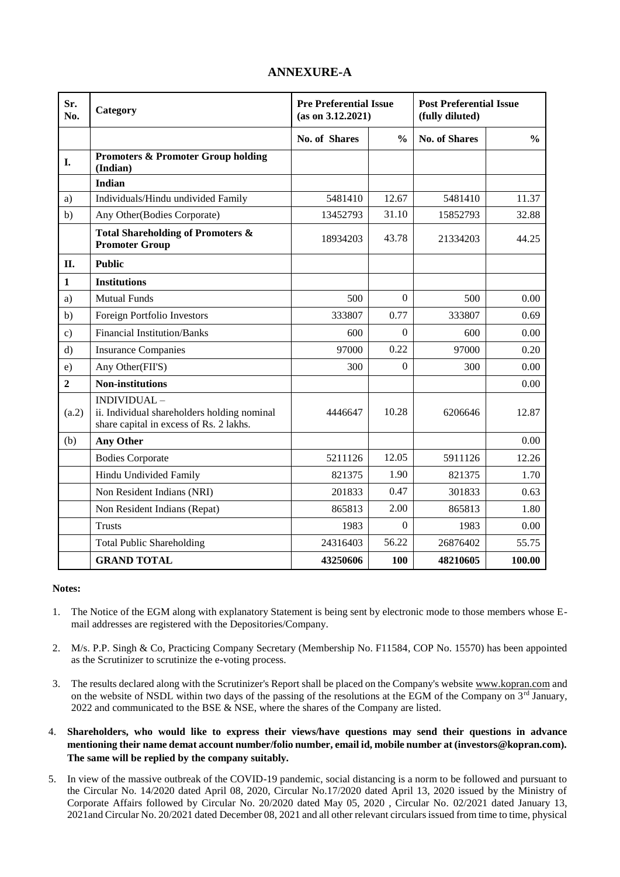## ANNEXURE-A

| Sr. No. | Category | Pre Preferential Issue (as on 3.12.2021) | | Post Preferential Issue (fully diluted) | |
|---|---|---|---|---|---|
| | | No. of Shares | % | No. of Shares | % |
| **I.** | **Promoters & Promoter Group holding (Indian)** | | | | |
| | **Indian** | | | | |
| a) | Individuals/Hindu undivided Family | 5481410 | 12.67 | 5481410 | 11.37 |
| b) | Any Other(Bodies Corporate) | 13452793 | 31.10 | 15852793 | 32.88 |
| | **Total Shareholding of Promoters & Promoter Group** | 18934203 | 43.78 | 21334203 | 44.25 |
| **II.** | **Public** | | | | |
| **1** | **Institutions** | | | | |
| a) | Mutual Funds | 500 | 0 | 500 | 0.00 |
| b) | Foreign Portfolio Investors | 333807 | 0.77 | 333807 | 0.69 |
| c) | Financial Institution/Banks | 600 | 0 | 600 | 0.00 |
| d) | Insurance Companies | 97000 | 0.22 | 97000 | 0.20 |
| e) | Any Other(FII'S) | 300 | 0 | 300 | 0.00 |
| **2** | **Non-institutions** | | | | 0.00 |
| (a.2) | INDIVIDUAL – ii. Individual shareholders holding nominal share capital in excess of Rs. 2 lakhs. | 4446647 | 10.28 | 6206646 | 12.87 |
| (b) | **Any Other** | | | | 0.00 |
| | Bodies Corporate | 5211126 | 12.05 | 5911126 | 12.26 |
| | Hindu Undivided Family | 821375 | 1.90 | 821375 | 1.70 |
| | Non Resident Indians (NRI) | 201833 | 0.47 | 301833 | 0.63 |
| | Non Resident Indians (Repat) | 865813 | 2.00 | 865813 | 1.80 |
| | Trusts | 1983 | 0 | 1983 | 0.00 |
| | Total Public Shareholding | 24316403 | 56.22 | 26876402 | 55.75 |
| | **GRAND TOTAL** | **43250606** | **100** | **48210605** | **100.00** |

**Notes:**

1. The Notice of the EGM along with explanatory Statement is being sent by electronic mode to those members whose E-mail addresses are registered with the Depositories/Company.

2. M/s. P.P. Singh & Co, Practicing Company Secretary (Membership No. F11584, COP No. 15570) has been appointed as the Scrutinizer to scrutinize the e-voting process.

3. The results declared along with the Scrutinizer's Report shall be placed on the Company's website www.kopran.com and on the website of NSDL within two days of the passing of the resolutions at the EGM of the Company on 3rd January, 2022 and communicated to the BSE & NSE, where the shares of the Company are listed.

4. **Shareholders, who would like to express their views/have questions may send their questions in advance mentioning their name demat account number/folio number, email id, mobile number at (investors@kopran.com). The same will be replied by the company suitably.**

5. In view of the massive outbreak of the COVID-19 pandemic, social distancing is a norm to be followed and pursuant to the Circular No. 14/2020 dated April 08, 2020, Circular No.17/2020 dated April 13, 2020 issued by the Ministry of Corporate Affairs followed by Circular No. 20/2020 dated May 05, 2020 , Circular No. 02/2021 dated January 13, 2021and Circular No. 20/2021 dated December 08, 2021 and all other relevant circulars issued from time to time, physical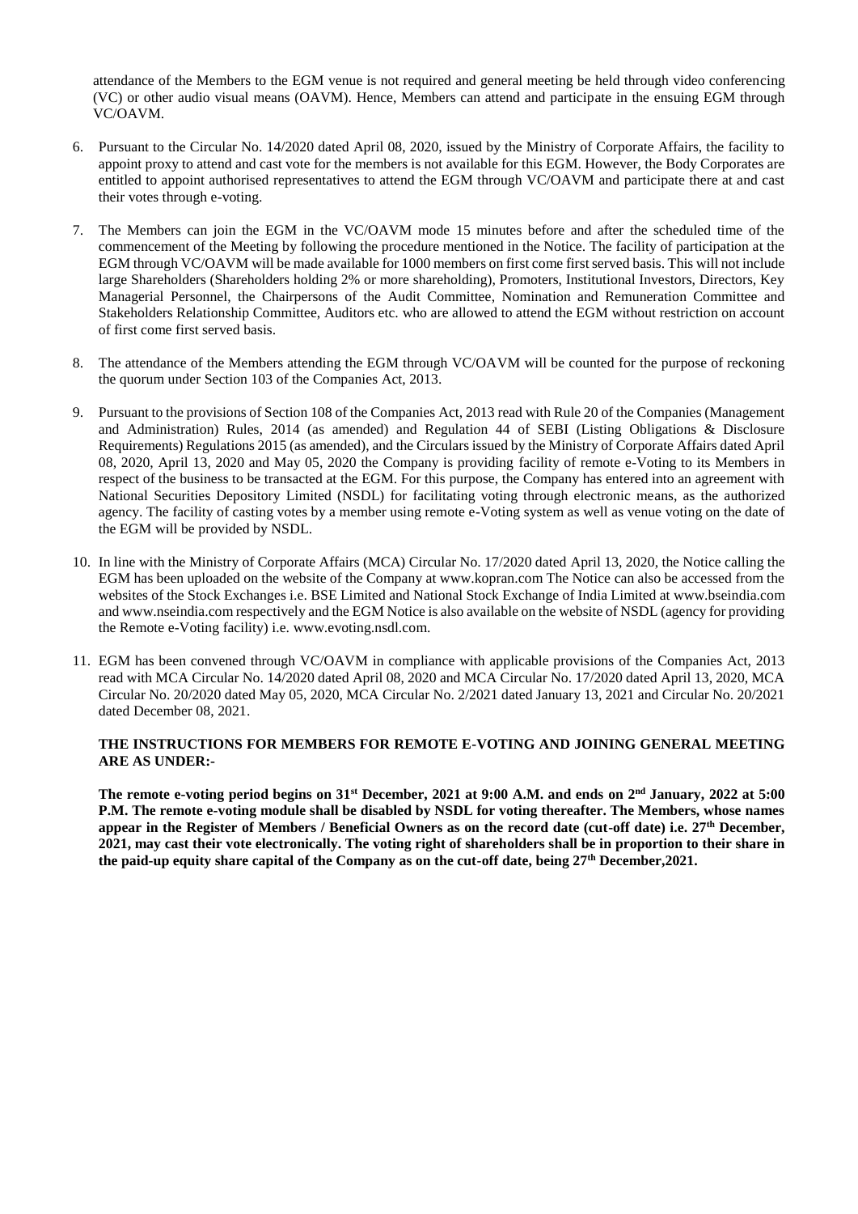attendance of the Members to the EGM venue is not required and general meeting be held through video conferencing (VC) or other audio visual means (OAVM). Hence, Members can attend and participate in the ensuing EGM through VC/OAVM.

6. Pursuant to the Circular No. 14/2020 dated April 08, 2020, issued by the Ministry of Corporate Affairs, the facility to appoint proxy to attend and cast vote for the members is not available for this EGM. However, the Body Corporates are entitled to appoint authorised representatives to attend the EGM through VC/OAVM and participate there at and cast their votes through e-voting.

7. The Members can join the EGM in the VC/OAVM mode 15 minutes before and after the scheduled time of the commencement of the Meeting by following the procedure mentioned in the Notice. The facility of participation at the EGM through VC/OAVM will be made available for 1000 members on first come first served basis. This will not include large Shareholders (Shareholders holding 2% or more shareholding), Promoters, Institutional Investors, Directors, Key Managerial Personnel, the Chairpersons of the Audit Committee, Nomination and Remuneration Committee and Stakeholders Relationship Committee, Auditors etc. who are allowed to attend the EGM without restriction on account of first come first served basis.

8. The attendance of the Members attending the EGM through VC/OAVM will be counted for the purpose of reckoning the quorum under Section 103 of the Companies Act, 2013.

9. Pursuant to the provisions of Section 108 of the Companies Act, 2013 read with Rule 20 of the Companies (Management and Administration) Rules, 2014 (as amended) and Regulation 44 of SEBI (Listing Obligations & Disclosure Requirements) Regulations 2015 (as amended), and the Circulars issued by the Ministry of Corporate Affairs dated April 08, 2020, April 13, 2020 and May 05, 2020 the Company is providing facility of remote e-Voting to its Members in respect of the business to be transacted at the EGM. For this purpose, the Company has entered into an agreement with National Securities Depository Limited (NSDL) for facilitating voting through electronic means, as the authorized agency. The facility of casting votes by a member using remote e-Voting system as well as venue voting on the date of the EGM will be provided by NSDL.

10. In line with the Ministry of Corporate Affairs (MCA) Circular No. 17/2020 dated April 13, 2020, the Notice calling the EGM has been uploaded on the website of the Company at www.kopran.com The Notice can also be accessed from the websites of the Stock Exchanges i.e. BSE Limited and National Stock Exchange of India Limited at www.bseindia.com and www.nseindia.com respectively and the EGM Notice is also available on the website of NSDL (agency for providing the Remote e-Voting facility) i.e. www.evoting.nsdl.com.

11. EGM has been convened through VC/OAVM in compliance with applicable provisions of the Companies Act, 2013 read with MCA Circular No. 14/2020 dated April 08, 2020 and MCA Circular No. 17/2020 dated April 13, 2020, MCA Circular No. 20/2020 dated May 05, 2020, MCA Circular No. 2/2021 dated January 13, 2021 and Circular No. 20/2021 dated December 08, 2021.

**THE INSTRUCTIONS FOR MEMBERS FOR REMOTE E-VOTING AND JOINING GENERAL MEETING ARE AS UNDER:-**

**The remote e-voting period begins on 31st December, 2021 at 9:00 A.M. and ends on 2nd January, 2022 at 5:00 P.M. The remote e-voting module shall be disabled by NSDL for voting thereafter. The Members, whose names appear in the Register of Members / Beneficial Owners as on the record date (cut-off date) i.e. 27th December, 2021, may cast their vote electronically. The voting right of shareholders shall be in proportion to their share in the paid-up equity share capital of the Company as on the cut-off date, being 27th December,2021.**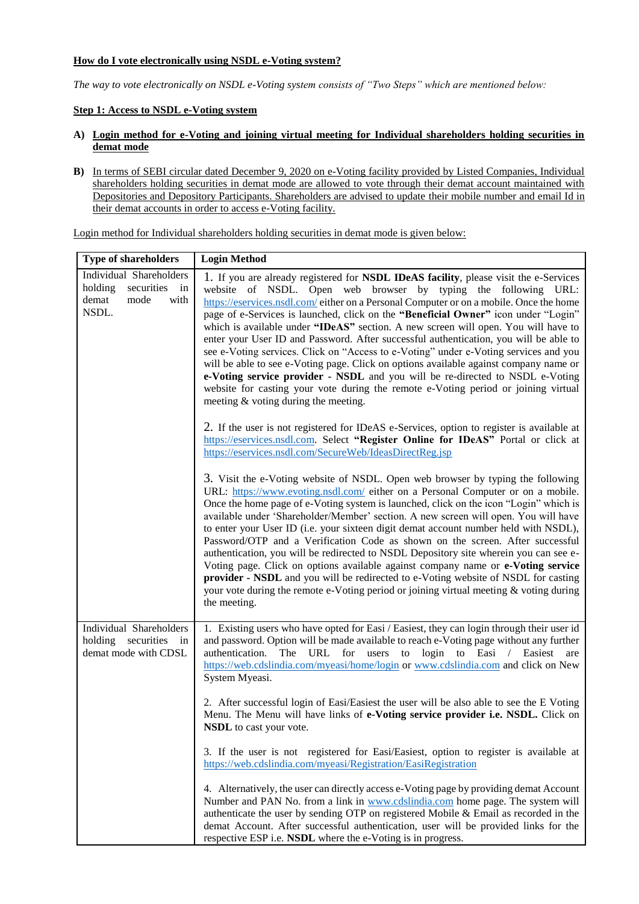**How do I vote electronically using NSDL e-Voting system?**

*The way to vote electronically on NSDL e-Voting system consists of "Two Steps" which are mentioned below:*

**Step 1: Access to NSDL e-Voting system**

**A) Login method for e-Voting and joining virtual meeting for Individual shareholders holding securities in demat mode**

**B)** In terms of SEBI circular dated December 9, 2020 on e-Voting facility provided by Listed Companies, Individual shareholders holding securities in demat mode are allowed to vote through their demat account maintained with Depositories and Depository Participants. Shareholders are advised to update their mobile number and email Id in their demat accounts in order to access e-Voting facility.

Login method for Individual shareholders holding securities in demat mode is given below:

| Type of shareholders | Login Method |
|---|---|
| Individual Shareholders holding securities in demat mode with NSDL. | 1. If you are already registered for **NSDL IDeAS facility**, please visit the e-Services website of NSDL. Open web browser by typing the following URL: https://eservices.nsdl.com/ either on a Personal Computer or on a mobile. Once the home page of e-Services is launched, click on the **"Beneficial Owner"** icon under "Login" which is available under **"IDeAS"** section. A new screen will open. You will have to enter your User ID and Password. After successful authentication, you will be able to see e-Voting services. Click on "Access to e-Voting" under e-Voting services and you will be able to see e-Voting page. Click on options available against company name or **e-Voting service provider - NSDL** and you will be re-directed to NSDL e-Voting website for casting your vote during the remote e-Voting period or joining virtual meeting & voting during the meeting.<br><br>2. If the user is not registered for IDeAS e-Services, option to register is available at https://eservices.nsdl.com. Select **"Register Online for IDeAS"** Portal or click at https://eservices.nsdl.com/SecureWeb/IdeasDirectReg.jsp<br><br>3. Visit the e-Voting website of NSDL. Open web browser by typing the following URL: https://www.evoting.nsdl.com/ either on a Personal Computer or on a mobile. Once the home page of e-Voting system is launched, click on the icon "Login" which is available under 'Shareholder/Member' section. A new screen will open. You will have to enter your User ID (i.e. your sixteen digit demat account number held with NSDL), Password/OTP and a Verification Code as shown on the screen. After successful authentication, you will be redirected to NSDL Depository site wherein you can see e-Voting page. Click on options available against company name or **e-Voting service provider - NSDL** and you will be redirected to e-Voting website of NSDL for casting your vote during the remote e-Voting period or joining virtual meeting & voting during the meeting. |
| Individual Shareholders holding securities in demat mode with CDSL | 1. Existing users who have opted for Easi / Easiest, they can login through their user id and password. Option will be made available to reach e-Voting page without any further authentication. The URL for users to login to Easi / Easiest are https://web.cdslindia.com/myeasi/home/login or www.cdslindia.com and click on New System Myeasi.<br><br>2. After successful login of Easi/Easiest the user will be also able to see the E Voting Menu. The Menu will have links of **e-Voting service provider i.e. NSDL.** Click on **NSDL** to cast your vote.<br><br>3. If the user is not registered for Easi/Easiest, option to register is available at https://web.cdslindia.com/myeasi/Registration/EasiRegistration<br><br>4. Alternatively, the user can directly access e-Voting page by providing demat Account Number and PAN No. from a link in www.cdslindia.com home page. The system will authenticate the user by sending OTP on registered Mobile & Email as recorded in the demat Account. After successful authentication, user will be provided links for the respective ESP i.e. **NSDL** where the e-Voting is in progress. |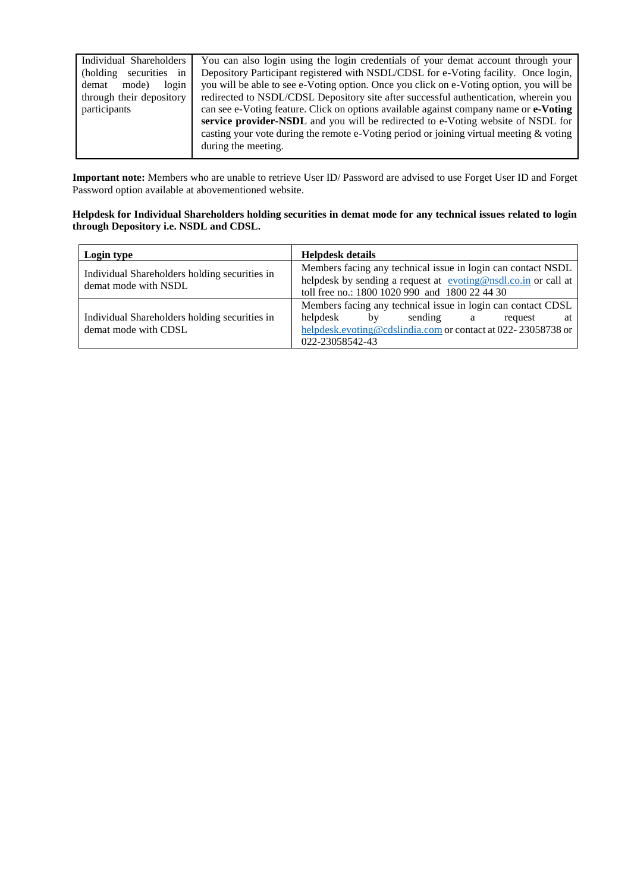| Individual Shareholders (holding securities in demat mode) login through their depository participants | You can also login using the login credentials of your demat account through your Depository Participant registered with NSDL/CDSL for e-Voting facility. Once login, you will be able to see e-Voting option. Once you click on e-Voting option, you will be redirected to NSDL/CDSL Depository site after successful authentication, wherein you can see e-Voting feature. Click on options available against company name or **e-Voting service provider-NSDL** and you will be redirected to e-Voting website of NSDL for casting your vote during the remote e-Voting period or joining virtual meeting & voting during the meeting. |
|---|---|

**Important note:** Members who are unable to retrieve User ID/ Password are advised to use Forget User ID and Forget Password option available at abovementioned website.

**Helpdesk for Individual Shareholders holding securities in demat mode for any technical issues related to login through Depository i.e. NSDL and CDSL.**

| **Login type** | **Helpdesk details** |
|---|---|
| Individual Shareholders holding securities in demat mode with NSDL | Members facing any technical issue in login can contact NSDL helpdesk by sending a request at evoting@nsdl.co.in or call at toll free no.: 1800 1020 990 and 1800 22 44 30 |
| Individual Shareholders holding securities in demat mode with CDSL | Members facing any technical issue in login can contact CDSL helpdesk by sending a request at helpdesk.evoting@cdslindia.com or contact at 022- 23058738 or 022-23058542-43 |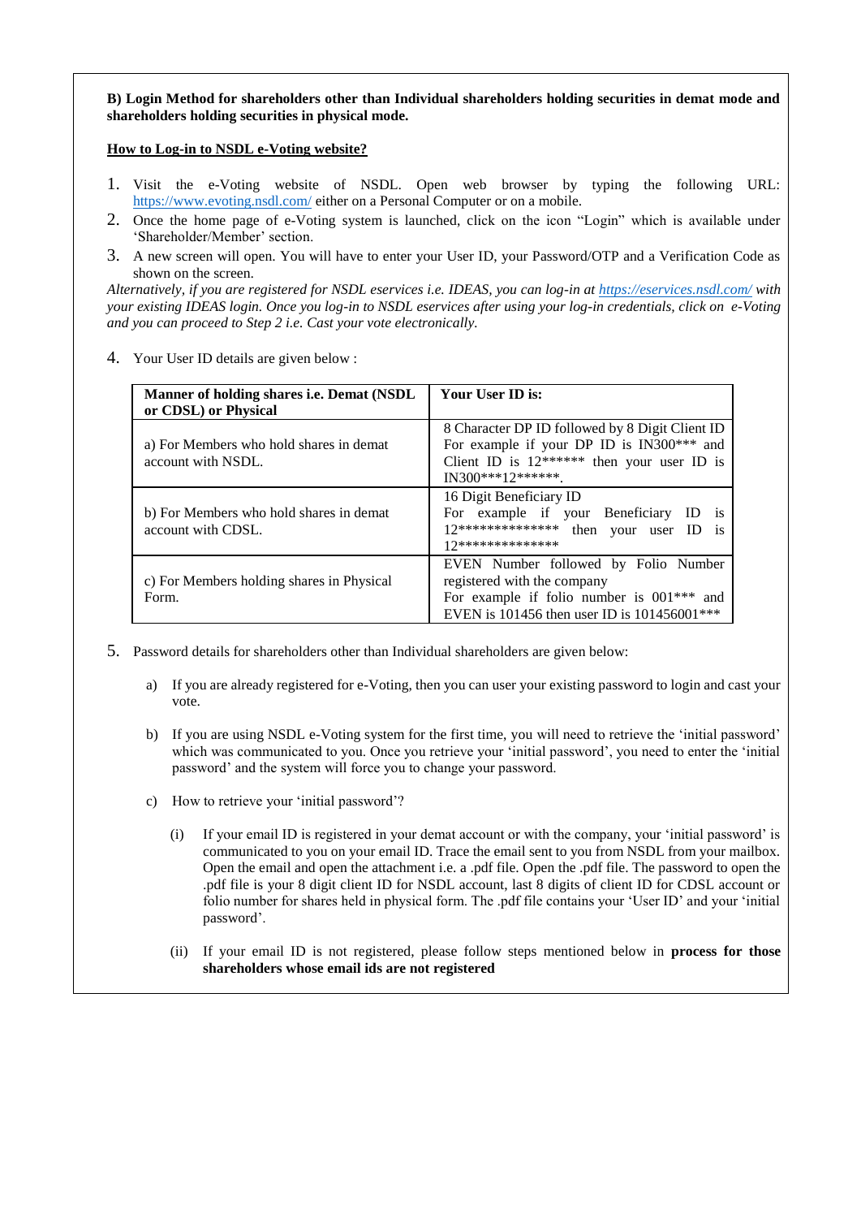**B) Login Method for shareholders other than Individual shareholders holding securities in demat mode and shareholders holding securities in physical mode.**

**How to Log-in to NSDL e-Voting website?**

1. Visit the e-Voting website of NSDL. Open web browser by typing the following URL: https://www.evoting.nsdl.com/ either on a Personal Computer or on a mobile.
2. Once the home page of e-Voting system is launched, click on the icon “Login” which is available under ‘Shareholder/Member’ section.
3. A new screen will open. You will have to enter your User ID, your Password/OTP and a Verification Code as shown on the screen.

*Alternatively, if you are registered for NSDL eservices i.e. IDEAS, you can log-in at https://eservices.nsdl.com/ with your existing IDEAS login. Once you log-in to NSDL eservices after using your log-in credentials, click on e-Voting and you can proceed to Step 2 i.e. Cast your vote electronically.*

4. Your User ID details are given below :

| **Manner of holding shares i.e. Demat (NSDL or CDSL) or Physical** | **Your User ID is:** |
|---|---|
| a) For Members who hold shares in demat account with NSDL. | 8 Character DP ID followed by 8 Digit Client ID For example if your DP ID is IN300*** and Client ID is 12****** then your user ID is IN300***12******. |
| b) For Members who hold shares in demat account with CDSL. | 16 Digit Beneficiary ID For example if your Beneficiary ID is 12************** then your user ID is 12************** |
| c) For Members holding shares in Physical Form. | EVEN Number followed by Folio Number registered with the company For example if folio number is 001*** and EVEN is 101456 then user ID is 101456001*** |

5. Password details for shareholders other than Individual shareholders are given below:

   a) If you are already registered for e-Voting, then you can user your existing password to login and cast your vote.

   b) If you are using NSDL e-Voting system for the first time, you will need to retrieve the ‘initial password’ which was communicated to you. Once you retrieve your ‘initial password’, you need to enter the ‘initial password’ and the system will force you to change your password.

   c) How to retrieve your ‘initial password’?

      (i) If your email ID is registered in your demat account or with the company, your ‘initial password’ is communicated to you on your email ID. Trace the email sent to you from NSDL from your mailbox. Open the email and open the attachment i.e. a .pdf file. Open the .pdf file. The password to open the .pdf file is your 8 digit client ID for NSDL account, last 8 digits of client ID for CDSL account or folio number for shares held in physical form. The .pdf file contains your ‘User ID’ and your ‘initial password’.

      (ii) If your email ID is not registered, please follow steps mentioned below in **process for those shareholders whose email ids are not registered**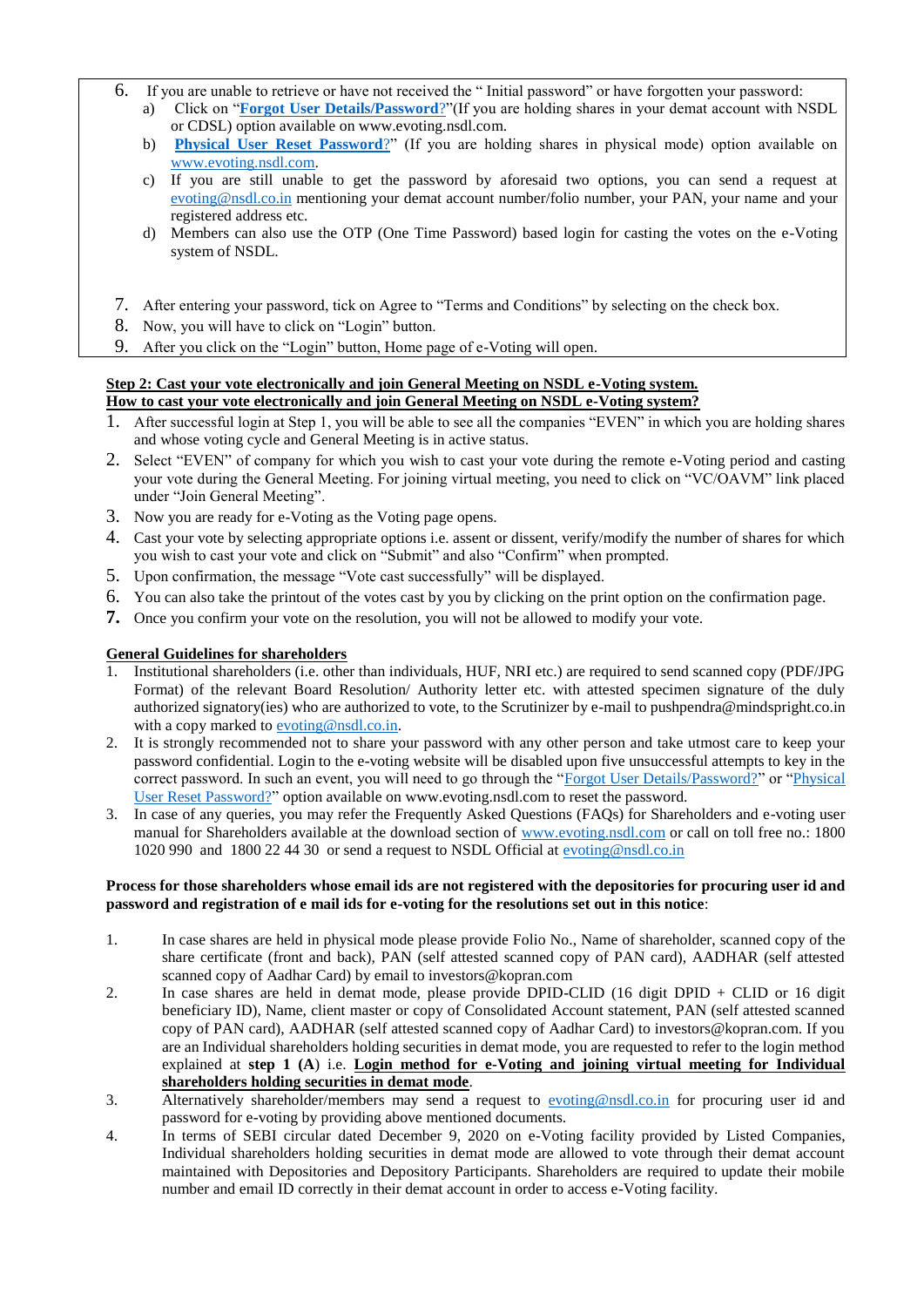6. If you are unable to retrieve or have not received the " Initial password" or have forgotten your password:
   a) Click on "**Forgot User Details/Password?**"(If you are holding shares in your demat account with NSDL or CDSL) option available on www.evoting.nsdl.com.
   b) **Physical User Reset Password?**" (If you are holding shares in physical mode) option available on www.evoting.nsdl.com.
   c) If you are still unable to get the password by aforesaid two options, you can send a request at evoting@nsdl.co.in mentioning your demat account number/folio number, your PAN, your name and your registered address etc.
   d) Members can also use the OTP (One Time Password) based login for casting the votes on the e-Voting system of NSDL.

7. After entering your password, tick on Agree to "Terms and Conditions" by selecting on the check box.
8. Now, you will have to click on "Login" button.
9. After you click on the "Login" button, Home page of e-Voting will open.

**Step 2: Cast your vote electronically and join General Meeting on NSDL e-Voting system.**
**How to cast your vote electronically and join General Meeting on NSDL e-Voting system?**

1. After successful login at Step 1, you will be able to see all the companies "EVEN" in which you are holding shares and whose voting cycle and General Meeting is in active status.
2. Select "EVEN" of company for which you wish to cast your vote during the remote e-Voting period and casting your vote during the General Meeting. For joining virtual meeting, you need to click on "VC/OAVM" link placed under "Join General Meeting".
3. Now you are ready for e-Voting as the Voting page opens.
4. Cast your vote by selecting appropriate options i.e. assent or dissent, verify/modify the number of shares for which you wish to cast your vote and click on "Submit" and also "Confirm" when prompted.
5. Upon confirmation, the message "Vote cast successfully" will be displayed.
6. You can also take the printout of the votes cast by you by clicking on the print option on the confirmation page.
7. Once you confirm your vote on the resolution, you will not be allowed to modify your vote.

**General Guidelines for shareholders**

1. Institutional shareholders (i.e. other than individuals, HUF, NRI etc.) are required to send scanned copy (PDF/JPG Format) of the relevant Board Resolution/ Authority letter etc. with attested specimen signature of the duly authorized signatory(ies) who are authorized to vote, to the Scrutinizer by e-mail to pushpendra@mindspright.co.in with a copy marked to evoting@nsdl.co.in.
2. It is strongly recommended not to share your password with any other person and take utmost care to keep your password confidential. Login to the e-voting website will be disabled upon five unsuccessful attempts to key in the correct password. In such an event, you will need to go through the "Forgot User Details/Password?" or "Physical User Reset Password?" option available on www.evoting.nsdl.com to reset the password.
3. In case of any queries, you may refer the Frequently Asked Questions (FAQs) for Shareholders and e-voting user manual for Shareholders available at the download section of www.evoting.nsdl.com or call on toll free no.: 1800 1020 990 and 1800 22 44 30 or send a request to NSDL Official at evoting@nsdl.co.in

**Process for those shareholders whose email ids are not registered with the depositories for procuring user id and password and registration of e mail ids for e-voting for the resolutions set out in this notice**:

1. In case shares are held in physical mode please provide Folio No., Name of shareholder, scanned copy of the share certificate (front and back), PAN (self attested scanned copy of PAN card), AADHAR (self attested scanned copy of Aadhar Card) by email to investors@kopran.com
2. In case shares are held in demat mode, please provide DPID-CLID (16 digit DPID + CLID or 16 digit beneficiary ID), Name, client master or copy of Consolidated Account statement, PAN (self attested scanned copy of PAN card), AADHAR (self attested scanned copy of Aadhar Card) to investors@kopran.com. If you are an Individual shareholders holding securities in demat mode, you are requested to refer to the login method explained at **step 1 (A**) i.e. **Login method for e-Voting and joining virtual meeting for Individual shareholders holding securities in demat mode**.
3. Alternatively shareholder/members may send a request to evoting@nsdl.co.in for procuring user id and password for e-voting by providing above mentioned documents.
4. In terms of SEBI circular dated December 9, 2020 on e-Voting facility provided by Listed Companies, Individual shareholders holding securities in demat mode are allowed to vote through their demat account maintained with Depositories and Depository Participants. Shareholders are required to update their mobile number and email ID correctly in their demat account in order to access e-Voting facility.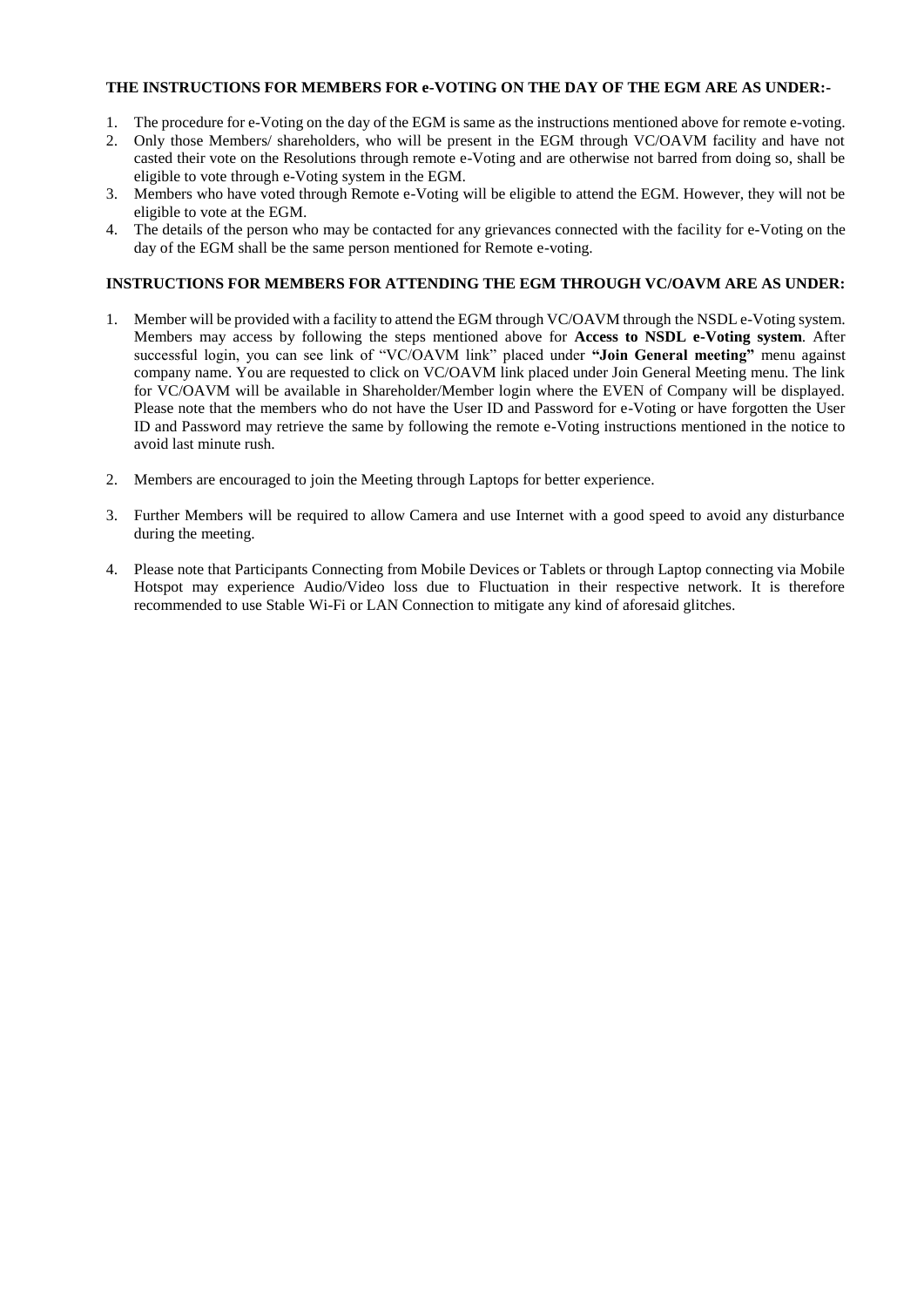**THE INSTRUCTIONS FOR MEMBERS FOR e-VOTING ON THE DAY OF THE EGM ARE AS UNDER:-**

1. The procedure for e-Voting on the day of the EGM is same as the instructions mentioned above for remote e-voting.
2. Only those Members/ shareholders, who will be present in the EGM through VC/OAVM facility and have not casted their vote on the Resolutions through remote e-Voting and are otherwise not barred from doing so, shall be eligible to vote through e-Voting system in the EGM.
3. Members who have voted through Remote e-Voting will be eligible to attend the EGM. However, they will not be eligible to vote at the EGM.
4. The details of the person who may be contacted for any grievances connected with the facility for e-Voting on the day of the EGM shall be the same person mentioned for Remote e-voting.

**INSTRUCTIONS FOR MEMBERS FOR ATTENDING THE EGM THROUGH VC/OAVM ARE AS UNDER:**

1. Member will be provided with a facility to attend the EGM through VC/OAVM through the NSDL e-Voting system. Members may access by following the steps mentioned above for **Access to NSDL e-Voting system**. After successful login, you can see link of "VC/OAVM link" placed under **"Join General meeting"** menu against company name. You are requested to click on VC/OAVM link placed under Join General Meeting menu. The link for VC/OAVM will be available in Shareholder/Member login where the EVEN of Company will be displayed. Please note that the members who do not have the User ID and Password for e-Voting or have forgotten the User ID and Password may retrieve the same by following the remote e-Voting instructions mentioned in the notice to avoid last minute rush.

2. Members are encouraged to join the Meeting through Laptops for better experience.

3. Further Members will be required to allow Camera and use Internet with a good speed to avoid any disturbance during the meeting.

4. Please note that Participants Connecting from Mobile Devices or Tablets or through Laptop connecting via Mobile Hotspot may experience Audio/Video loss due to Fluctuation in their respective network. It is therefore recommended to use Stable Wi-Fi or LAN Connection to mitigate any kind of aforesaid glitches.